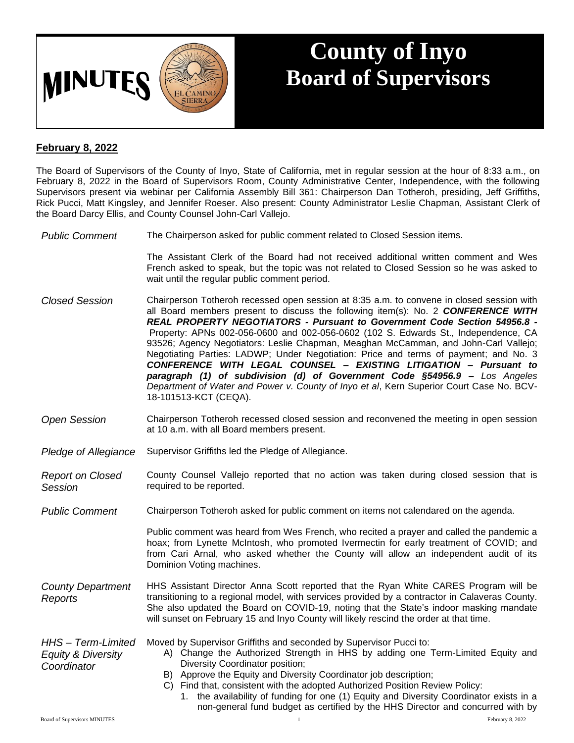# MINUTES

# County of Inyo Board of Supervisors

**February 8, 2022**

The Board of Supervisors of the County of Inyo, State of California, met in regular session at the hour of 8:33 a.m., on February 8, 2022 in the Board of Supervisors Room, County Administrative Center, Independence, with the following Supervisors present via webinar per California Assembly Bill 361: Chairperson Dan Totheroh, presiding, Jeff Griffiths, Rick Pucci, Matt Kingsley, and Jennifer Roeser. Also present: County Administrator Leslie Chapman, Assistant Clerk of the Board Darcy Ellis, and County Counsel John-Carl Vallejo.

*Public Comment*

The Chairperson asked for public comment related to Closed Session items.

The Assistant Clerk of the Board had not received additional written comment and Wes French asked to speak, but the topic was not related to Closed Session so he was asked to wait until the regular public comment period.

*Closed Session*

Chairperson Totheroh recessed open session at 8:35 a.m. to convene in closed session with all Board members present to discuss the following item(s): No. 2 ***CONFERENCE WITH REAL PROPERTY NEGOTIATORS - Pursuant to Government Code Section 54956.8 -*** Property: APNs 002-056-0600 and 002-056-0602 (102 S. Edwards St., Independence, CA 93526; Agency Negotiators: Leslie Chapman, Meaghan McCamman, and John-Carl Vallejo; Negotiating Parties: LADWP; Under Negotiation: Price and terms of payment; and No. 3 ***CONFERENCE WITH LEGAL COUNSEL – EXISTING LITIGATION – Pursuant to paragraph (1) of subdivision (d) of Government Code §54956.9 –*** *Los Angeles Department of Water and Power v. County of Inyo et al*, Kern Superior Court Case No. BCV-18-101513-KCT (CEQA).

*Open Session*

Chairperson Totheroh recessed closed session and reconvened the meeting in open session at 10 a.m. with all Board members present.

*Pledge of Allegiance*

Supervisor Griffiths led the Pledge of Allegiance.

*Report on Closed Session*

County Counsel Vallejo reported that no action was taken during closed session that is required to be reported.

*Public Comment*

Chairperson Totheroh asked for public comment on items not calendared on the agenda.

Public comment was heard from Wes French, who recited a prayer and called the pandemic a hoax; from Lynette McIntosh, who promoted Ivermectin for early treatment of COVID; and from Cari Arnal, who asked whether the County will allow an independent audit of its Dominion Voting machines.

*County Department Reports*

HHS Assistant Director Anna Scott reported that the Ryan White CARES Program will be transitioning to a regional model, with services provided by a contractor in Calaveras County. She also updated the Board on COVID-19, noting that the State's indoor masking mandate will sunset on February 15 and Inyo County will likely rescind the order at that time.

*HHS – Term-Limited Equity & Diversity Coordinator*

Moved by Supervisor Griffiths and seconded by Supervisor Pucci to:

A) Change the Authorized Strength in HHS by adding one Term-Limited Equity and Diversity Coordinator position;
B) Approve the Equity and Diversity Coordinator job description;
C) Find that, consistent with the adopted Authorized Position Review Policy:
   1. the availability of funding for one (1) Equity and Diversity Coordinator exists in a non-general fund budget as certified by the HHS Director and concurred with by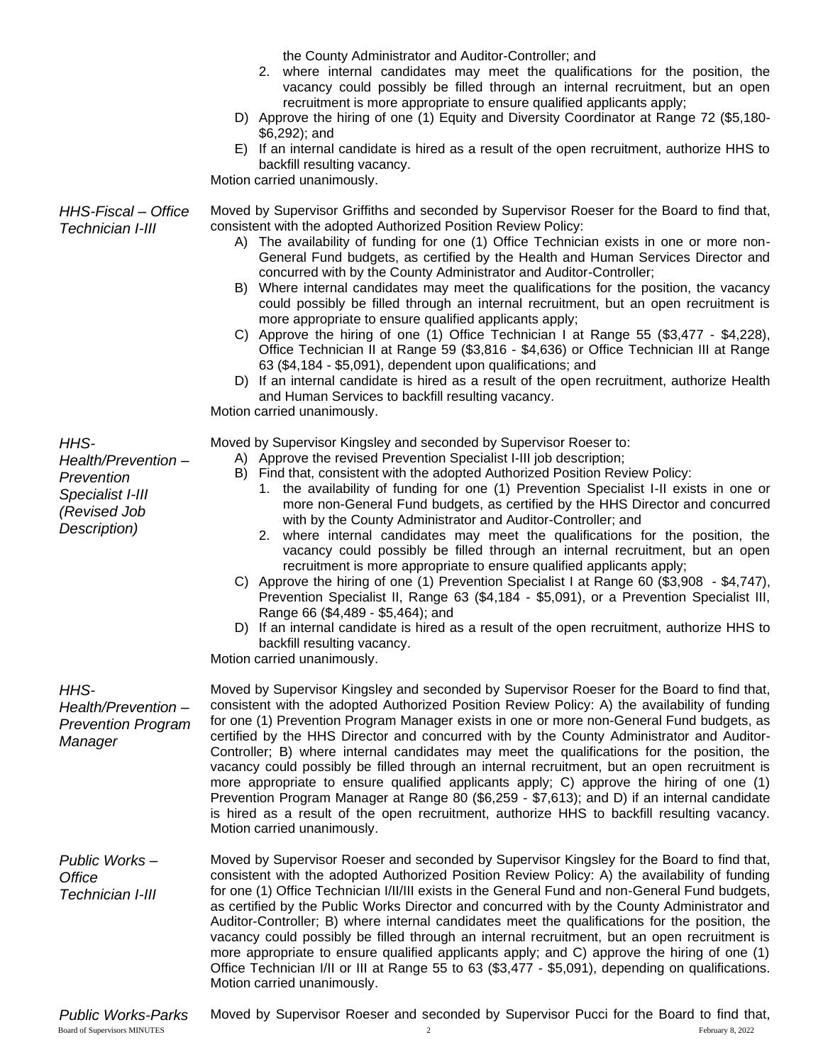the County Administrator and Auditor-Controller; and

2. where internal candidates may meet the qualifications for the position, the vacancy could possibly be filled through an internal recruitment, but an open recruitment is more appropriate to ensure qualified applicants apply;

D) Approve the hiring of one (1) Equity and Diversity Coordinator at Range 72 ($5,180-$6,292); and

E) If an internal candidate is hired as a result of the open recruitment, authorize HHS to backfill resulting vacancy.

Motion carried unanimously.

*HHS-Fiscal – Office Technician I-III*

Moved by Supervisor Griffiths and seconded by Supervisor Roeser for the Board to find that, consistent with the adopted Authorized Position Review Policy:

A) The availability of funding for one (1) Office Technician exists in one or more non-General Fund budgets, as certified by the Health and Human Services Director and concurred with by the County Administrator and Auditor-Controller;

B) Where internal candidates may meet the qualifications for the position, the vacancy could possibly be filled through an internal recruitment, but an open recruitment is more appropriate to ensure qualified applicants apply;

C) Approve the hiring of one (1) Office Technician I at Range 55 ($3,477 - $4,228), Office Technician II at Range 59 ($3,816 - $4,636) or Office Technician III at Range 63 ($4,184 - $5,091), dependent upon qualifications; and

D) If an internal candidate is hired as a result of the open recruitment, authorize Health and Human Services to backfill resulting vacancy.

Motion carried unanimously.

*HHS-Health/Prevention – Prevention Specialist I-III (Revised Job Description)*

Moved by Supervisor Kingsley and seconded by Supervisor Roeser to:

A) Approve the revised Prevention Specialist I-III job description;

B) Find that, consistent with the adopted Authorized Position Review Policy:

1. the availability of funding for one (1) Prevention Specialist I-II exists in one or more non-General Fund budgets, as certified by the HHS Director and concurred with by the County Administrator and Auditor-Controller; and

2. where internal candidates may meet the qualifications for the position, the vacancy could possibly be filled through an internal recruitment, but an open recruitment is more appropriate to ensure qualified applicants apply;

C) Approve the hiring of one (1) Prevention Specialist I at Range 60 ($3,908 - $4,747), Prevention Specialist II, Range 63 ($4,184 - $5,091), or a Prevention Specialist III, Range 66 ($4,489 - $5,464); and

D) If an internal candidate is hired as a result of the open recruitment, authorize HHS to backfill resulting vacancy.

Motion carried unanimously.

*HHS-Health/Prevention – Prevention Program Manager*

Moved by Supervisor Kingsley and seconded by Supervisor Roeser for the Board to find that, consistent with the adopted Authorized Position Review Policy: A) the availability of funding for one (1) Prevention Program Manager exists in one or more non-General Fund budgets, as certified by the HHS Director and concurred with by the County Administrator and Auditor-Controller; B) where internal candidates may meet the qualifications for the position, the vacancy could possibly be filled through an internal recruitment, but an open recruitment is more appropriate to ensure qualified applicants apply; C) approve the hiring of one (1) Prevention Program Manager at Range 80 ($6,259 - $7,613); and D) if an internal candidate is hired as a result of the open recruitment, authorize HHS to backfill resulting vacancy. Motion carried unanimously.

*Public Works – Office Technician I-III*

Moved by Supervisor Roeser and seconded by Supervisor Kingsley for the Board to find that, consistent with the adopted Authorized Position Review Policy: A) the availability of funding for one (1) Office Technician I/II/III exists in the General Fund and non-General Fund budgets, as certified by the Public Works Director and concurred with by the County Administrator and Auditor-Controller; B) where internal candidates meet the qualifications for the position, the vacancy could possibly be filled through an internal recruitment, but an open recruitment is more appropriate to ensure qualified applicants apply; and C) approve the hiring of one (1) Office Technician I/II or III at Range 55 to 63 ($3,477 - $5,091), depending on qualifications. Motion carried unanimously.

*Public Works-Parks*

Moved by Supervisor Roeser and seconded by Supervisor Pucci for the Board to find that,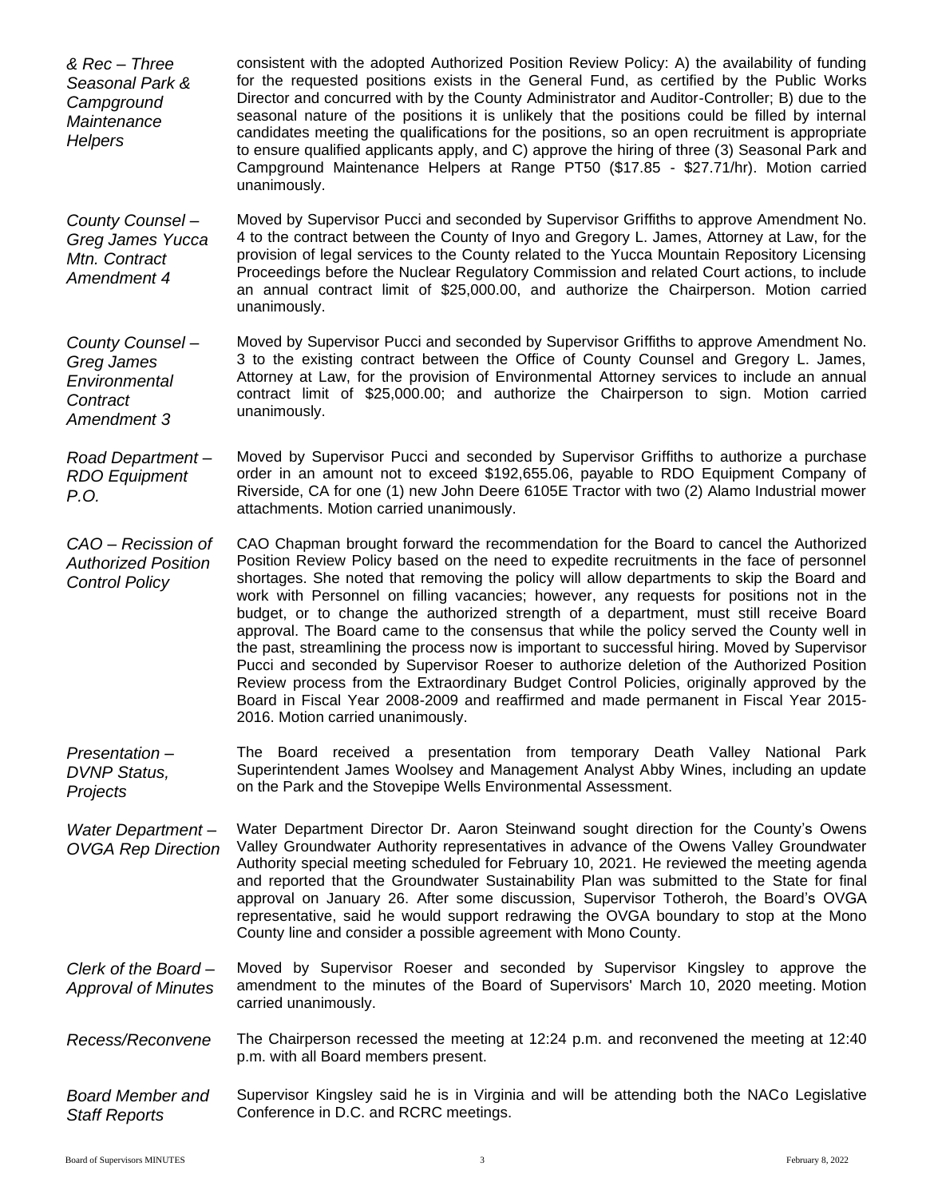*& Rec – Three Seasonal Park & Campground Maintenance Helpers*

consistent with the adopted Authorized Position Review Policy: A) the availability of funding for the requested positions exists in the General Fund, as certified by the Public Works Director and concurred with by the County Administrator and Auditor-Controller; B) due to the seasonal nature of the positions it is unlikely that the positions could be filled by internal candidates meeting the qualifications for the positions, so an open recruitment is appropriate to ensure qualified applicants apply, and C) approve the hiring of three (3) Seasonal Park and Campground Maintenance Helpers at Range PT50 ($17.85 - $27.71/hr). Motion carried unanimously.

*County Counsel – Greg James Yucca Mtn. Contract Amendment 4*

Moved by Supervisor Pucci and seconded by Supervisor Griffiths to approve Amendment No. 4 to the contract between the County of Inyo and Gregory L. James, Attorney at Law, for the provision of legal services to the County related to the Yucca Mountain Repository Licensing Proceedings before the Nuclear Regulatory Commission and related Court actions, to include an annual contract limit of $25,000.00, and authorize the Chairperson. Motion carried unanimously.

*County Counsel – Greg James Environmental Contract Amendment 3*

Moved by Supervisor Pucci and seconded by Supervisor Griffiths to approve Amendment No. 3 to the existing contract between the Office of County Counsel and Gregory L. James, Attorney at Law, for the provision of Environmental Attorney services to include an annual contract limit of $25,000.00; and authorize the Chairperson to sign. Motion carried unanimously.

*Road Department – RDO Equipment P.O.*

Moved by Supervisor Pucci and seconded by Supervisor Griffiths to authorize a purchase order in an amount not to exceed $192,655.06, payable to RDO Equipment Company of Riverside, CA for one (1) new John Deere 6105E Tractor with two (2) Alamo Industrial mower attachments. Motion carried unanimously.

*CAO – Recission of Authorized Position Control Policy*

CAO Chapman brought forward the recommendation for the Board to cancel the Authorized Position Review Policy based on the need to expedite recruitments in the face of personnel shortages. She noted that removing the policy will allow departments to skip the Board and work with Personnel on filling vacancies; however, any requests for positions not in the budget, or to change the authorized strength of a department, must still receive Board approval. The Board came to the consensus that while the policy served the County well in the past, streamlining the process now is important to successful hiring. Moved by Supervisor Pucci and seconded by Supervisor Roeser to authorize deletion of the Authorized Position Review process from the Extraordinary Budget Control Policies, originally approved by the Board in Fiscal Year 2008-2009 and reaffirmed and made permanent in Fiscal Year 2015-2016. Motion carried unanimously.

*Presentation – DVNP Status, Projects*

The Board received a presentation from temporary Death Valley National Park Superintendent James Woolsey and Management Analyst Abby Wines, including an update on the Park and the Stovepipe Wells Environmental Assessment.

*Water Department – OVGA Rep Direction*

Water Department Director Dr. Aaron Steinwand sought direction for the County's Owens Valley Groundwater Authority representatives in advance of the Owens Valley Groundwater Authority special meeting scheduled for February 10, 2021. He reviewed the meeting agenda and reported that the Groundwater Sustainability Plan was submitted to the State for final approval on January 26. After some discussion, Supervisor Totheroh, the Board's OVGA representative, said he would support redrawing the OVGA boundary to stop at the Mono County line and consider a possible agreement with Mono County.

*Clerk of the Board – Approval of Minutes*

Moved by Supervisor Roeser and seconded by Supervisor Kingsley to approve the amendment to the minutes of the Board of Supervisors' March 10, 2020 meeting. Motion carried unanimously.

*Recess/Reconvene*

The Chairperson recessed the meeting at 12:24 p.m. and reconvened the meeting at 12:40 p.m. with all Board members present.

*Board Member and Staff Reports*

Supervisor Kingsley said he is in Virginia and will be attending both the NACo Legislative Conference in D.C. and RCRC meetings.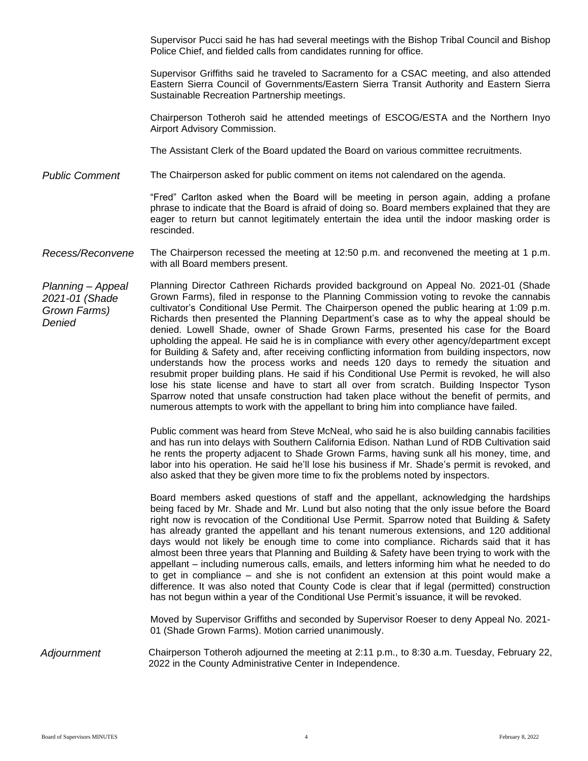Supervisor Pucci said he has had several meetings with the Bishop Tribal Council and Bishop Police Chief, and fielded calls from candidates running for office.

Supervisor Griffiths said he traveled to Sacramento for a CSAC meeting, and also attended Eastern Sierra Council of Governments/Eastern Sierra Transit Authority and Eastern Sierra Sustainable Recreation Partnership meetings.

Chairperson Totheroh said he attended meetings of ESCOG/ESTA and the Northern Inyo Airport Advisory Commission.

The Assistant Clerk of the Board updated the Board on various committee recruitments.

*Public Comment*

The Chairperson asked for public comment on items not calendared on the agenda.

"Fred" Carlton asked when the Board will be meeting in person again, adding a profane phrase to indicate that the Board is afraid of doing so. Board members explained that they are eager to return but cannot legitimately entertain the idea until the indoor masking order is rescinded.

*Recess/Reconvene*

The Chairperson recessed the meeting at 12:50 p.m. and reconvened the meeting at 1 p.m. with all Board members present.

*Planning – Appeal 2021-01 (Shade Grown Farms) Denied*

Planning Director Cathreen Richards provided background on Appeal No. 2021-01 (Shade Grown Farms), filed in response to the Planning Commission voting to revoke the cannabis cultivator's Conditional Use Permit. The Chairperson opened the public hearing at 1:09 p.m. Richards then presented the Planning Department's case as to why the appeal should be denied. Lowell Shade, owner of Shade Grown Farms, presented his case for the Board upholding the appeal. He said he is in compliance with every other agency/department except for Building & Safety and, after receiving conflicting information from building inspectors, now understands how the process works and needs 120 days to remedy the situation and resubmit proper building plans. He said if his Conditional Use Permit is revoked, he will also lose his state license and have to start all over from scratch. Building Inspector Tyson Sparrow noted that unsafe construction had taken place without the benefit of permits, and numerous attempts to work with the appellant to bring him into compliance have failed.

Public comment was heard from Steve McNeal, who said he is also building cannabis facilities and has run into delays with Southern California Edison. Nathan Lund of RDB Cultivation said he rents the property adjacent to Shade Grown Farms, having sunk all his money, time, and labor into his operation. He said he'll lose his business if Mr. Shade's permit is revoked, and also asked that they be given more time to fix the problems noted by inspectors.

Board members asked questions of staff and the appellant, acknowledging the hardships being faced by Mr. Shade and Mr. Lund but also noting that the only issue before the Board right now is revocation of the Conditional Use Permit. Sparrow noted that Building & Safety has already granted the appellant and his tenant numerous extensions, and 120 additional days would not likely be enough time to come into compliance. Richards said that it has almost been three years that Planning and Building & Safety have been trying to work with the appellant – including numerous calls, emails, and letters informing him what he needed to do to get in compliance – and she is not confident an extension at this point would make a difference. It was also noted that County Code is clear that if legal (permitted) construction has not begun within a year of the Conditional Use Permit's issuance, it will be revoked.

Moved by Supervisor Griffiths and seconded by Supervisor Roeser to deny Appeal No. 2021-01 (Shade Grown Farms). Motion carried unanimously.

*Adjournment*

Chairperson Totheroh adjourned the meeting at 2:11 p.m., to 8:30 a.m. Tuesday, February 22, 2022 in the County Administrative Center in Independence.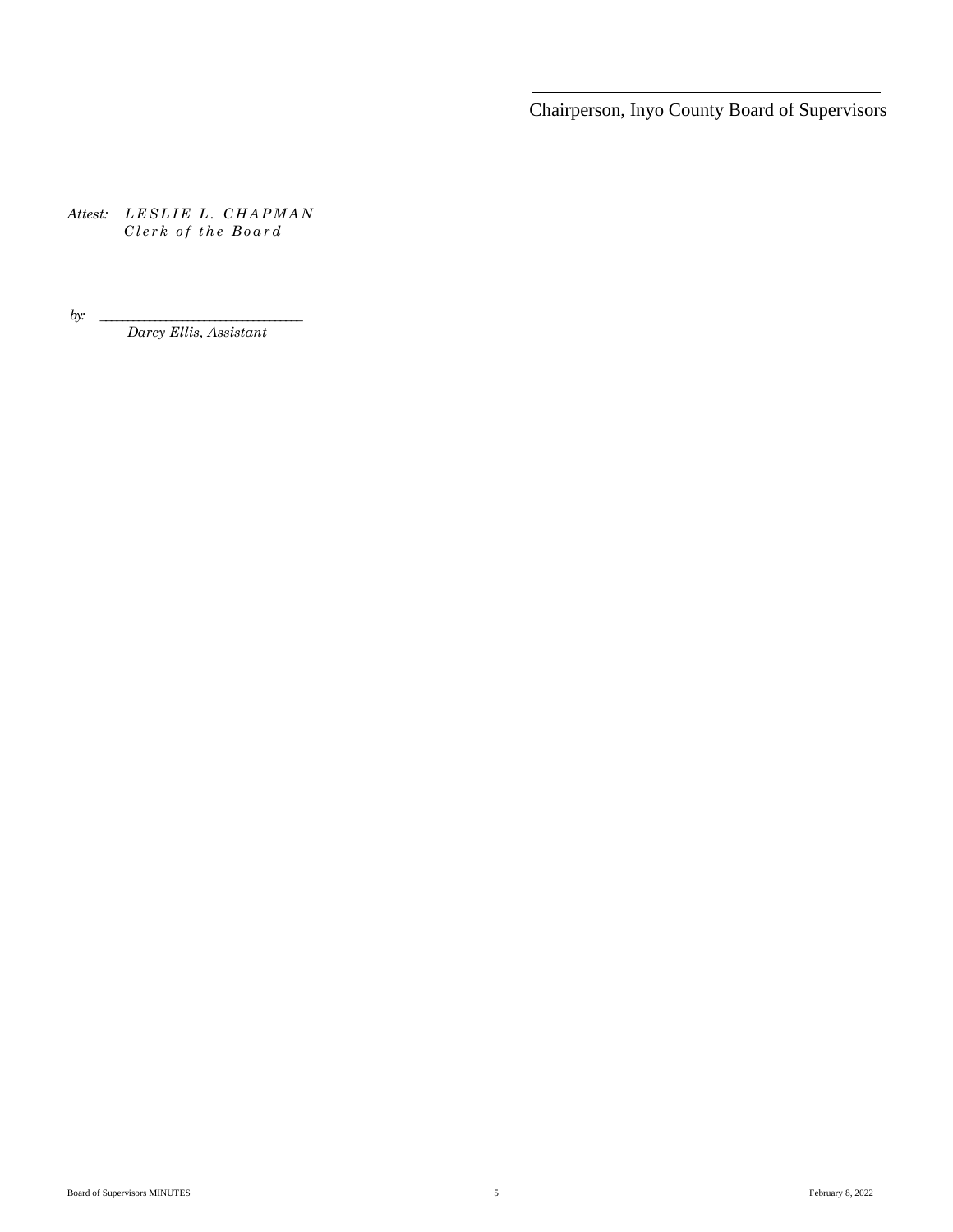\_\_\_\_\_\_\_\_\_\_\_\_\_\_\_\_\_\_\_\_\_\_\_\_\_\_\_\_\_\_\_\_\_\_\_\_\_\_\_\_

Chairperson, Inyo County Board of Supervisors

*Attest:* *LESLIE L. CHAPMAN*
*Clerk of the Board*

*by:* \_\_\_\_\_\_\_\_\_\_\_\_\_\_\_\_\_\_\_\_\_\_\_\_\_\_\_\_\_\_\_\_\_\_
*Darcy Ellis, Assistant*